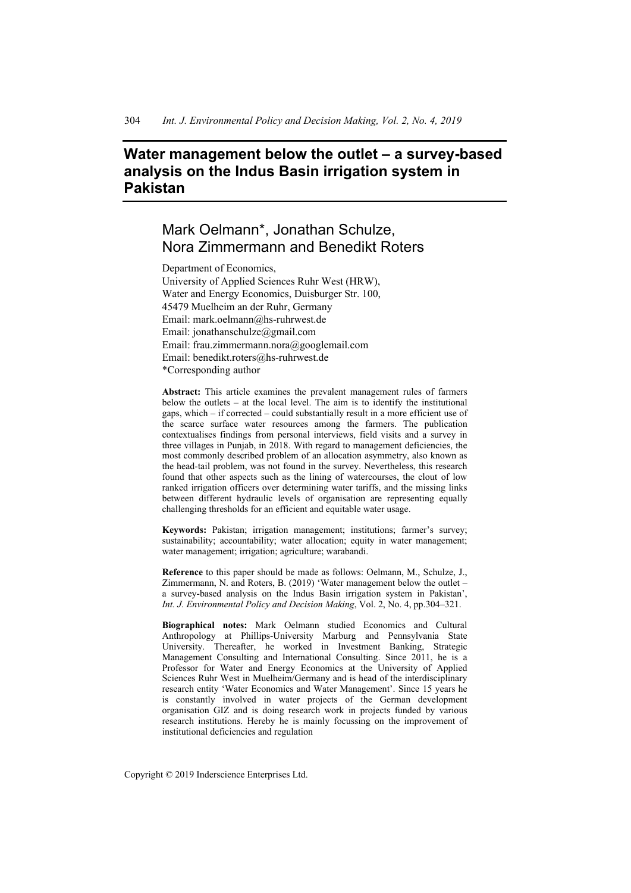# Water management below the outlet – a survey-based analysis on the Indus Basin irrigation system in Pakistan

## Mark Oelmann*, Jonathan Schulze, Nora Zimmermann and Benedikt Roters

Department of Economics,
University of Applied Sciences Ruhr West (HRW),
Water and Energy Economics, Duisburger Str. 100,
45479 Muelheim an der Ruhr, Germany
Email: mark.oelmann@hs-ruhrwest.de
Email: jonathanschulze@gmail.com
Email: frau.zimmermann.nora@googlemail.com
Email: benedikt.roters@hs-ruhrwest.de
*Corresponding author

**Abstract:** This article examines the prevalent management rules of farmers below the outlets – at the local level. The aim is to identify the institutional gaps, which – if corrected – could substantially result in a more efficient use of the scarce surface water resources among the farmers. The publication contextualises findings from personal interviews, field visits and a survey in three villages in Punjab, in 2018. With regard to management deficiencies, the most commonly described problem of an allocation asymmetry, also known as the head-tail problem, was not found in the survey. Nevertheless, this research found that other aspects such as the lining of watercourses, the clout of low ranked irrigation officers over determining water tariffs, and the missing links between different hydraulic levels of organisation are representing equally challenging thresholds for an efficient and equitable water usage.

**Keywords:** Pakistan; irrigation management; institutions; farmer's survey; sustainability; accountability; water allocation; equity in water management; water management; irrigation; agriculture; warabandi.

**Reference** to this paper should be made as follows: Oelmann, M., Schulze, J., Zimmermann, N. and Roters, B. (2019) 'Water management below the outlet – a survey-based analysis on the Indus Basin irrigation system in Pakistan', *Int. J. Environmental Policy and Decision Making*, Vol. 2, No. 4, pp.304–321.

**Biographical notes:** Mark Oelmann studied Economics and Cultural Anthropology at Phillips-University Marburg and Pennsylvania State University. Thereafter, he worked in Investment Banking, Strategic Management Consulting and International Consulting. Since 2011, he is a Professor for Water and Energy Economics at the University of Applied Sciences Ruhr West in Muelheim/Germany and is head of the interdisciplinary research entity 'Water Economics and Water Management'. Since 15 years he is constantly involved in water projects of the German development organisation GIZ and is doing research work in projects funded by various research institutions. Hereby he is mainly focussing on the improvement of institutional deficiencies and regulation

Copyright © 2019 Inderscience Enterprises Ltd.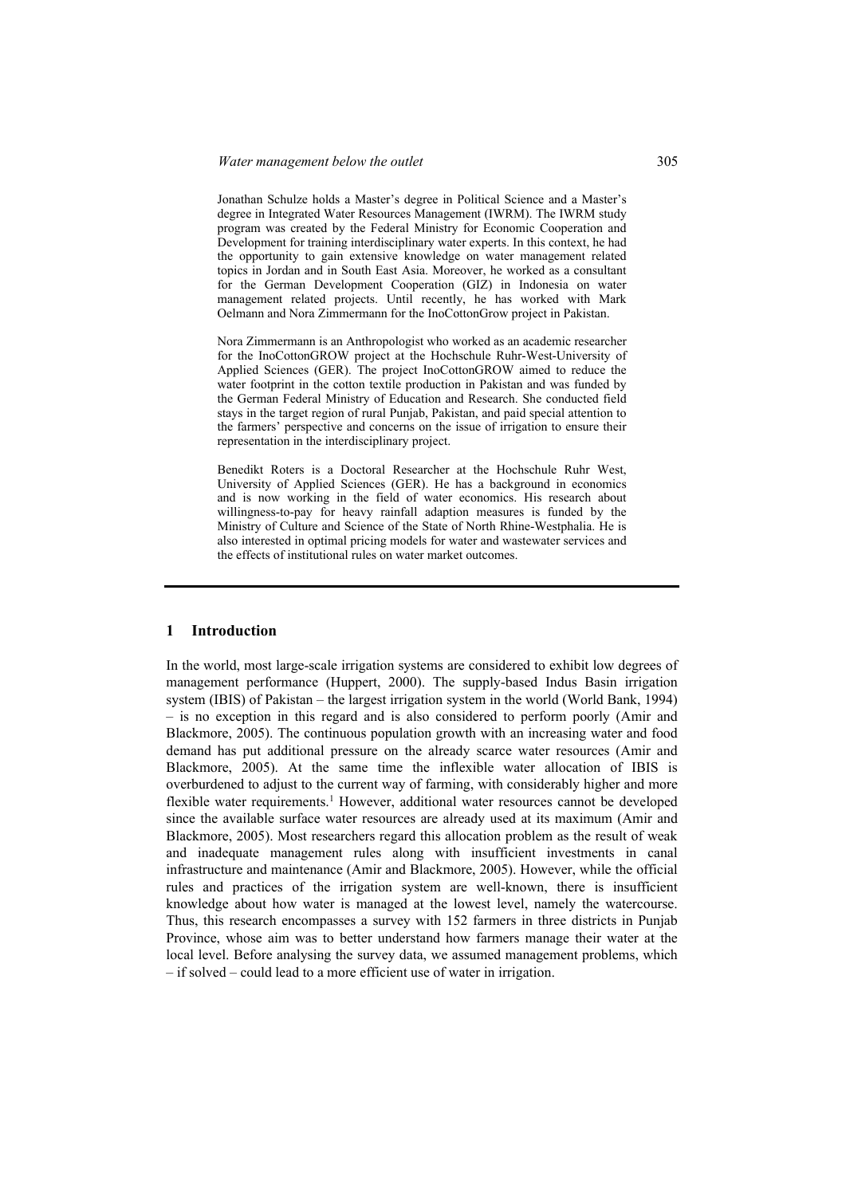Jonathan Schulze holds a Master's degree in Political Science and a Master's degree in Integrated Water Resources Management (IWRM). The IWRM study program was created by the Federal Ministry for Economic Cooperation and Development for training interdisciplinary water experts. In this context, he had the opportunity to gain extensive knowledge on water management related topics in Jordan and in South East Asia. Moreover, he worked as a consultant for the German Development Cooperation (GIZ) in Indonesia on water management related projects. Until recently, he has worked with Mark Oelmann and Nora Zimmermann for the InoCottonGrow project in Pakistan.

Nora Zimmermann is an Anthropologist who worked as an academic researcher for the InoCottonGROW project at the Hochschule Ruhr-West-University of Applied Sciences (GER). The project InoCottonGROW aimed to reduce the water footprint in the cotton textile production in Pakistan and was funded by the German Federal Ministry of Education and Research. She conducted field stays in the target region of rural Punjab, Pakistan, and paid special attention to the farmers' perspective and concerns on the issue of irrigation to ensure their representation in the interdisciplinary project.

Benedikt Roters is a Doctoral Researcher at the Hochschule Ruhr West, University of Applied Sciences (GER). He has a background in economics and is now working in the field of water economics. His research about willingness-to-pay for heavy rainfall adaption measures is funded by the Ministry of Culture and Science of the State of North Rhine-Westphalia. He is also interested in optimal pricing models for water and wastewater services and the effects of institutional rules on water market outcomes.

## 1 Introduction

In the world, most large-scale irrigation systems are considered to exhibit low degrees of management performance (Huppert, 2000). The supply-based Indus Basin irrigation system (IBIS) of Pakistan – the largest irrigation system in the world (World Bank, 1994) – is no exception in this regard and is also considered to perform poorly (Amir and Blackmore, 2005). The continuous population growth with an increasing water and food demand has put additional pressure on the already scarce water resources (Amir and Blackmore, 2005). At the same time the inflexible water allocation of IBIS is overburdened to adjust to the current way of farming, with considerably higher and more flexible water requirements.[1] However, additional water resources cannot be developed since the available surface water resources are already used at its maximum (Amir and Blackmore, 2005). Most researchers regard this allocation problem as the result of weak and inadequate management rules along with insufficient investments in canal infrastructure and maintenance (Amir and Blackmore, 2005). However, while the official rules and practices of the irrigation system are well-known, there is insufficient knowledge about how water is managed at the lowest level, namely the watercourse. Thus, this research encompasses a survey with 152 farmers in three districts in Punjab Province, whose aim was to better understand how farmers manage their water at the local level. Before analysing the survey data, we assumed management problems, which – if solved – could lead to a more efficient use of water in irrigation.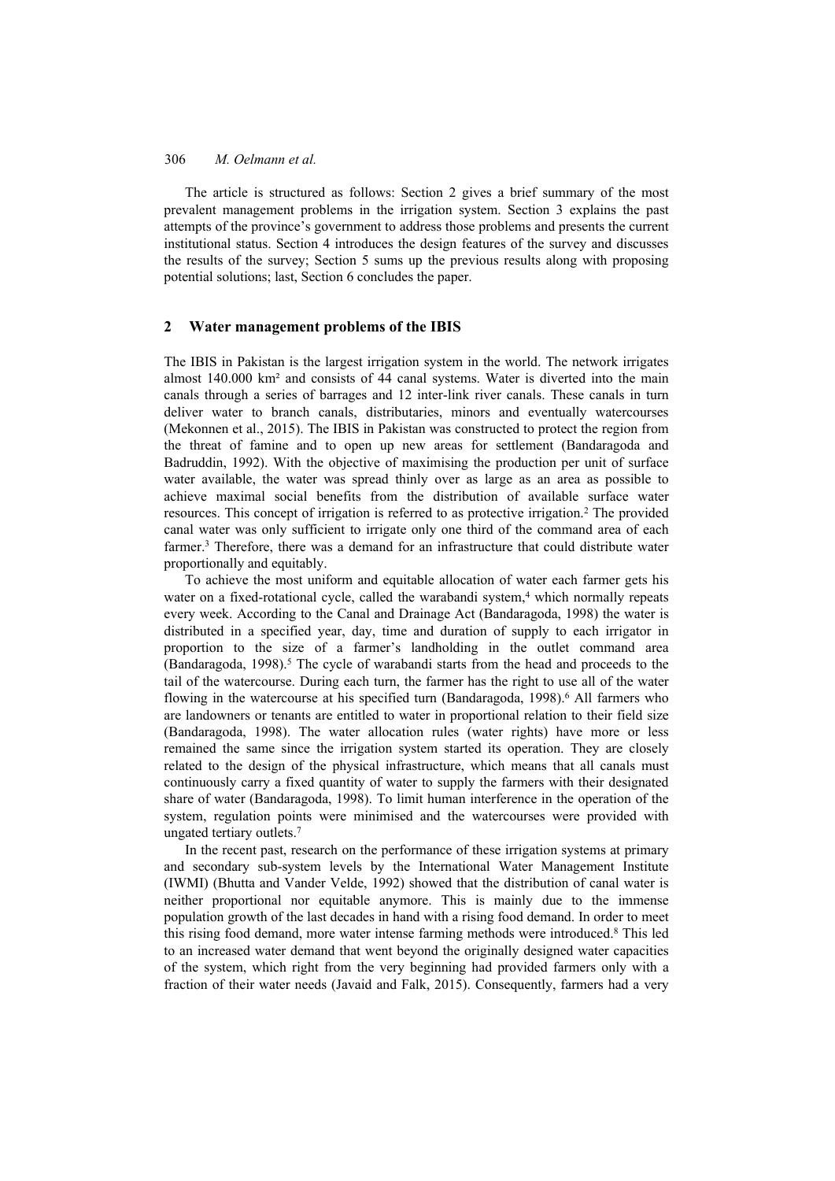The article is structured as follows: Section 2 gives a brief summary of the most prevalent management problems in the irrigation system. Section 3 explains the past attempts of the province's government to address those problems and presents the current institutional status. Section 4 introduces the design features of the survey and discusses the results of the survey; Section 5 sums up the previous results along with proposing potential solutions; last, Section 6 concludes the paper.

## 2 Water management problems of the IBIS

The IBIS in Pakistan is the largest irrigation system in the world. The network irrigates almost 140.000 km² and consists of 44 canal systems. Water is diverted into the main canals through a series of barrages and 12 inter-link river canals. These canals in turn deliver water to branch canals, distributaries, minors and eventually watercourses (Mekonnen et al., 2015). The IBIS in Pakistan was constructed to protect the region from the threat of famine and to open up new areas for settlement (Bandaragoda and Badruddin, 1992). With the objective of maximising the production per unit of surface water available, the water was spread thinly over as large as an area as possible to achieve maximal social benefits from the distribution of available surface water resources. This concept of irrigation is referred to as protective irrigation.[2] The provided canal water was only sufficient to irrigate only one third of the command area of each farmer.[3] Therefore, there was a demand for an infrastructure that could distribute water proportionally and equitably.

To achieve the most uniform and equitable allocation of water each farmer gets his water on a fixed-rotational cycle, called the warabandi system,[4] which normally repeats every week. According to the Canal and Drainage Act (Bandaragoda, 1998) the water is distributed in a specified year, day, time and duration of supply to each irrigator in proportion to the size of a farmer's landholding in the outlet command area (Bandaragoda, 1998).[5] The cycle of warabandi starts from the head and proceeds to the tail of the watercourse. During each turn, the farmer has the right to use all of the water flowing in the watercourse at his specified turn (Bandaragoda, 1998).[6] All farmers who are landowners or tenants are entitled to water in proportional relation to their field size (Bandaragoda, 1998). The water allocation rules (water rights) have more or less remained the same since the irrigation system started its operation. They are closely related to the design of the physical infrastructure, which means that all canals must continuously carry a fixed quantity of water to supply the farmers with their designated share of water (Bandaragoda, 1998). To limit human interference in the operation of the system, regulation points were minimised and the watercourses were provided with ungated tertiary outlets.[7]

In the recent past, research on the performance of these irrigation systems at primary and secondary sub-system levels by the International Water Management Institute (IWMI) (Bhutta and Vander Velde, 1992) showed that the distribution of canal water is neither proportional nor equitable anymore. This is mainly due to the immense population growth of the last decades in hand with a rising food demand. In order to meet this rising food demand, more water intense farming methods were introduced.[8] This led to an increased water demand that went beyond the originally designed water capacities of the system, which right from the very beginning had provided farmers only with a fraction of their water needs (Javaid and Falk, 2015). Consequently, farmers had a very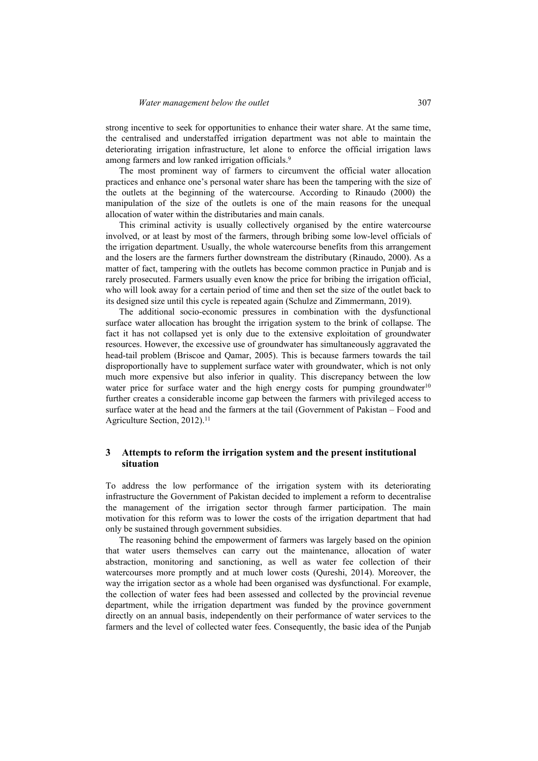strong incentive to seek for opportunities to enhance their water share. At the same time, the centralised and understaffed irrigation department was not able to maintain the deteriorating irrigation infrastructure, let alone to enforce the official irrigation laws among farmers and low ranked irrigation officials.[9]

The most prominent way of farmers to circumvent the official water allocation practices and enhance one's personal water share has been the tampering with the size of the outlets at the beginning of the watercourse. According to Rinaudo (2000) the manipulation of the size of the outlets is one of the main reasons for the unequal allocation of water within the distributaries and main canals.

This criminal activity is usually collectively organised by the entire watercourse involved, or at least by most of the farmers, through bribing some low-level officials of the irrigation department. Usually, the whole watercourse benefits from this arrangement and the losers are the farmers further downstream the distributary (Rinaudo, 2000). As a matter of fact, tampering with the outlets has become common practice in Punjab and is rarely prosecuted. Farmers usually even know the price for bribing the irrigation official, who will look away for a certain period of time and then set the size of the outlet back to its designed size until this cycle is repeated again (Schulze and Zimmermann, 2019).

The additional socio-economic pressures in combination with the dysfunctional surface water allocation has brought the irrigation system to the brink of collapse. The fact it has not collapsed yet is only due to the extensive exploitation of groundwater resources. However, the excessive use of groundwater has simultaneously aggravated the head-tail problem (Briscoe and Qamar, 2005). This is because farmers towards the tail disproportionally have to supplement surface water with groundwater, which is not only much more expensive but also inferior in quality. This discrepancy between the low water price for surface water and the high energy costs for pumping groundwater[10] further creates a considerable income gap between the farmers with privileged access to surface water at the head and the farmers at the tail (Government of Pakistan – Food and Agriculture Section, 2012).[11]

## 3 Attempts to reform the irrigation system and the present institutional situation

To address the low performance of the irrigation system with its deteriorating infrastructure the Government of Pakistan decided to implement a reform to decentralise the management of the irrigation sector through farmer participation. The main motivation for this reform was to lower the costs of the irrigation department that had only be sustained through government subsidies.

The reasoning behind the empowerment of farmers was largely based on the opinion that water users themselves can carry out the maintenance, allocation of water abstraction, monitoring and sanctioning, as well as water fee collection of their watercourses more promptly and at much lower costs (Qureshi, 2014). Moreover, the way the irrigation sector as a whole had been organised was dysfunctional. For example, the collection of water fees had been assessed and collected by the provincial revenue department, while the irrigation department was funded by the province government directly on an annual basis, independently on their performance of water services to the farmers and the level of collected water fees. Consequently, the basic idea of the Punjab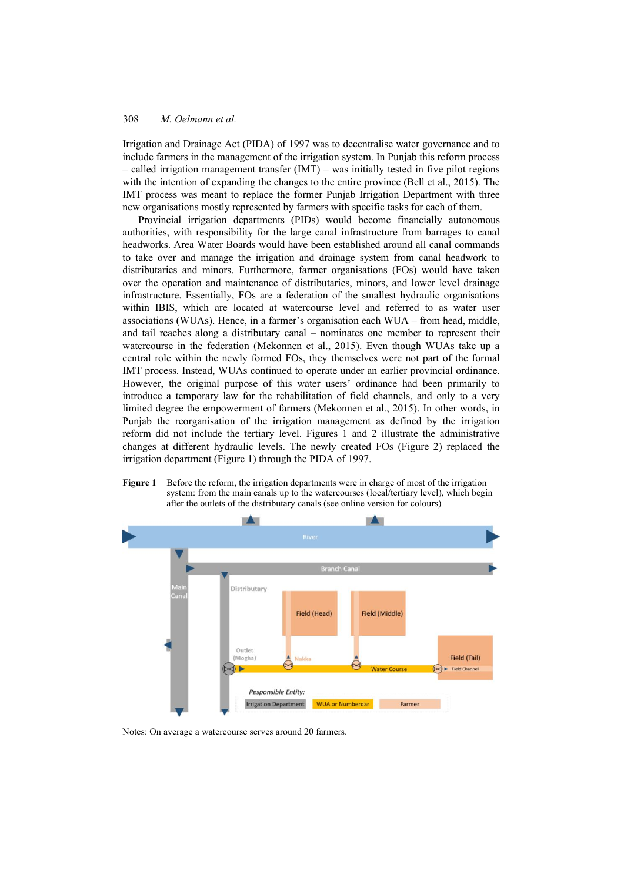Irrigation and Drainage Act (PIDA) of 1997 was to decentralise water governance and to include farmers in the management of the irrigation system. In Punjab this reform process – called irrigation management transfer (IMT) – was initially tested in five pilot regions with the intention of expanding the changes to the entire province (Bell et al., 2015). The IMT process was meant to replace the former Punjab Irrigation Department with three new organisations mostly represented by farmers with specific tasks for each of them.

Provincial irrigation departments (PIDs) would become financially autonomous authorities, with responsibility for the large canal infrastructure from barrages to canal headworks. Area Water Boards would have been established around all canal commands to take over and manage the irrigation and drainage system from canal headwork to distributaries and minors. Furthermore, farmer organisations (FOs) would have taken over the operation and maintenance of distributaries, minors, and lower level drainage infrastructure. Essentially, FOs are a federation of the smallest hydraulic organisations within IBIS, which are located at watercourse level and referred to as water user associations (WUAs). Hence, in a farmer's organisation each WUA – from head, middle, and tail reaches along a distributary canal – nominates one member to represent their watercourse in the federation (Mekonnen et al., 2015). Even though WUAs take up a central role within the newly formed FOs, they themselves were not part of the formal IMT process. Instead, WUAs continued to operate under an earlier provincial ordinance. However, the original purpose of this water users' ordinance had been primarily to introduce a temporary law for the rehabilitation of field channels, and only to a very limited degree the empowerment of farmers (Mekonnen et al., 2015). In other words, in Punjab the reorganisation of the irrigation management as defined by the irrigation reform did not include the tertiary level. Figures 1 and 2 illustrate the administrative changes at different hydraulic levels. The newly created FOs (Figure 2) replaced the irrigation department (Figure 1) through the PIDA of 1997.

**Figure 1** Before the reform, the irrigation departments were in charge of most of the irrigation system: from the main canals up to the watercourses (local/tertiary level), which begin after the outlets of the distributary canals (see online version for colours)

Notes: On average a watercourse serves around 20 farmers.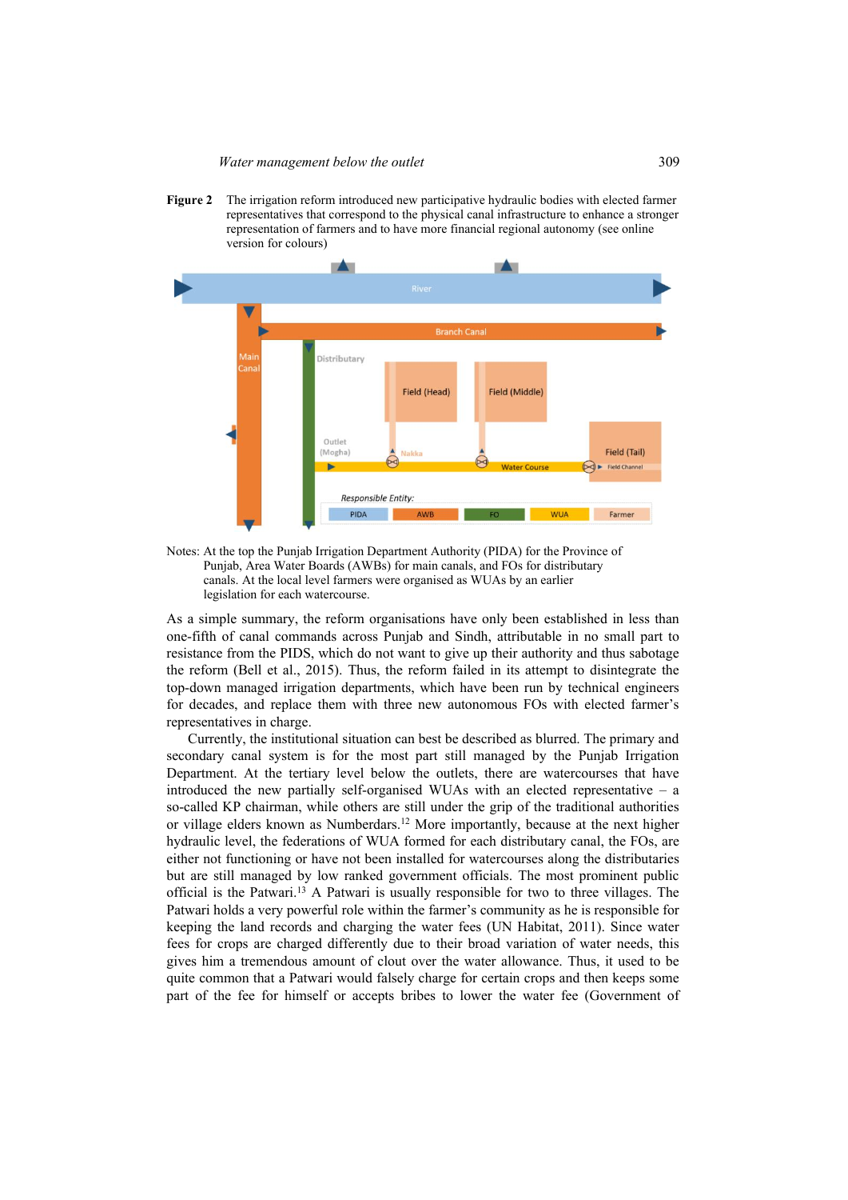**Figure 2** The irrigation reform introduced new participative hydraulic bodies with elected farmer representatives that correspond to the physical canal infrastructure to enhance a stronger representation of farmers and to have more financial regional autonomy (see online version for colours)

River

Branch Canal

Main Canal

Distributary

Field (Head)

Field (Middle)

Outlet (Mogha)

Nakka

Water Course

Field (Tail)

Field Channel

Responsible Entity:

PIDA

AWB

FO

WUA

Farmer

Notes: At the top the Punjab Irrigation Department Authority (PIDA) for the Province of Punjab, Area Water Boards (AWBs) for main canals, and FOs for distributary canals. At the local level farmers were organised as WUAs by an earlier legislation for each watercourse.

As a simple summary, the reform organisations have only been established in less than one-fifth of canal commands across Punjab and Sindh, attributable in no small part to resistance from the PIDS, which do not want to give up their authority and thus sabotage the reform (Bell et al., 2015). Thus, the reform failed in its attempt to disintegrate the top-down managed irrigation departments, which have been run by technical engineers for decades, and replace them with three new autonomous FOs with elected farmer's representatives in charge.

Currently, the institutional situation can best be described as blurred. The primary and secondary canal system is for the most part still managed by the Punjab Irrigation Department. At the tertiary level below the outlets, there are watercourses that have introduced the new partially self-organised WUAs with an elected representative – a so-called KP chairman, while others are still under the grip of the traditional authorities or village elders known as Numberdars.[12] More importantly, because at the next higher hydraulic level, the federations of WUA formed for each distributary canal, the FOs, are either not functioning or have not been installed for watercourses along the distributaries but are still managed by low ranked government officials. The most prominent public official is the Patwari.[13] A Patwari is usually responsible for two to three villages. The Patwari holds a very powerful role within the farmer's community as he is responsible for keeping the land records and charging the water fees (UN Habitat, 2011). Since water fees for crops are charged differently due to their broad variation of water needs, this gives him a tremendous amount of clout over the water allowance. Thus, it used to be quite common that a Patwari would falsely charge for certain crops and then keeps some part of the fee for himself or accepts bribes to lower the water fee (Government of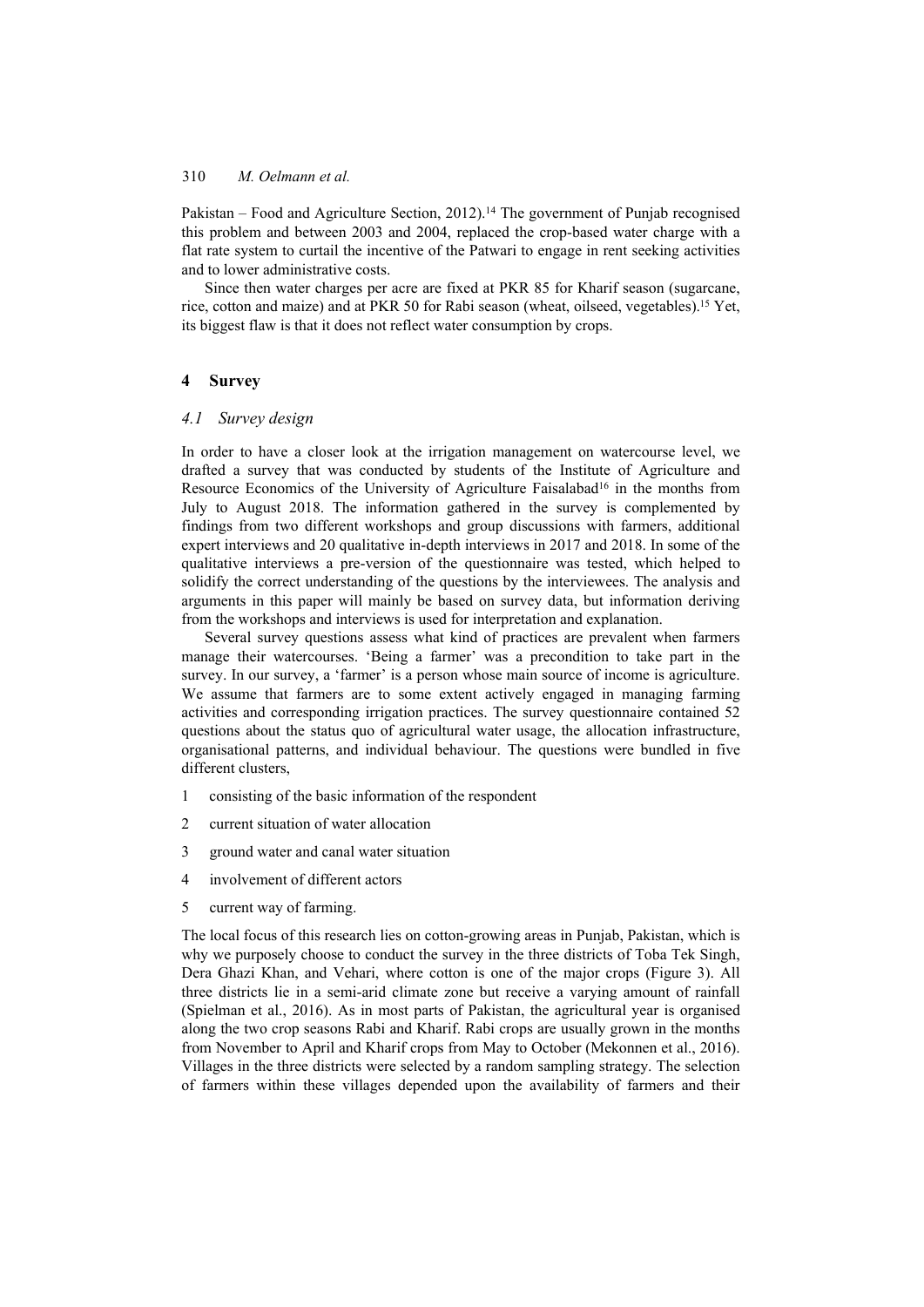Pakistan – Food and Agriculture Section, 2012).[14] The government of Punjab recognised this problem and between 2003 and 2004, replaced the crop-based water charge with a flat rate system to curtail the incentive of the Patwari to engage in rent seeking activities and to lower administrative costs.

Since then water charges per acre are fixed at PKR 85 for Kharif season (sugarcane, rice, cotton and maize) and at PKR 50 for Rabi season (wheat, oilseed, vegetables).[15] Yet, its biggest flaw is that it does not reflect water consumption by crops.

## 4 Survey

### 4.1 Survey design

In order to have a closer look at the irrigation management on watercourse level, we drafted a survey that was conducted by students of the Institute of Agriculture and Resource Economics of the University of Agriculture Faisalabad[16] in the months from July to August 2018. The information gathered in the survey is complemented by findings from two different workshops and group discussions with farmers, additional expert interviews and 20 qualitative in-depth interviews in 2017 and 2018. In some of the qualitative interviews a pre-version of the questionnaire was tested, which helped to solidify the correct understanding of the questions by the interviewees. The analysis and arguments in this paper will mainly be based on survey data, but information deriving from the workshops and interviews is used for interpretation and explanation.

Several survey questions assess what kind of practices are prevalent when farmers manage their watercourses. 'Being a farmer' was a precondition to take part in the survey. In our survey, a 'farmer' is a person whose main source of income is agriculture. We assume that farmers are to some extent actively engaged in managing farming activities and corresponding irrigation practices. The survey questionnaire contained 52 questions about the status quo of agricultural water usage, the allocation infrastructure, organisational patterns, and individual behaviour. The questions were bundled in five different clusters,

1. consisting of the basic information of the respondent
2. current situation of water allocation
3. ground water and canal water situation
4. involvement of different actors
5. current way of farming.

The local focus of this research lies on cotton-growing areas in Punjab, Pakistan, which is why we purposely choose to conduct the survey in the three districts of Toba Tek Singh, Dera Ghazi Khan, and Vehari, where cotton is one of the major crops (Figure 3). All three districts lie in a semi-arid climate zone but receive a varying amount of rainfall (Spielman et al., 2016). As in most parts of Pakistan, the agricultural year is organised along the two crop seasons Rabi and Kharif. Rabi crops are usually grown in the months from November to April and Kharif crops from May to October (Mekonnen et al., 2016). Villages in the three districts were selected by a random sampling strategy. The selection of farmers within these villages depended upon the availability of farmers and their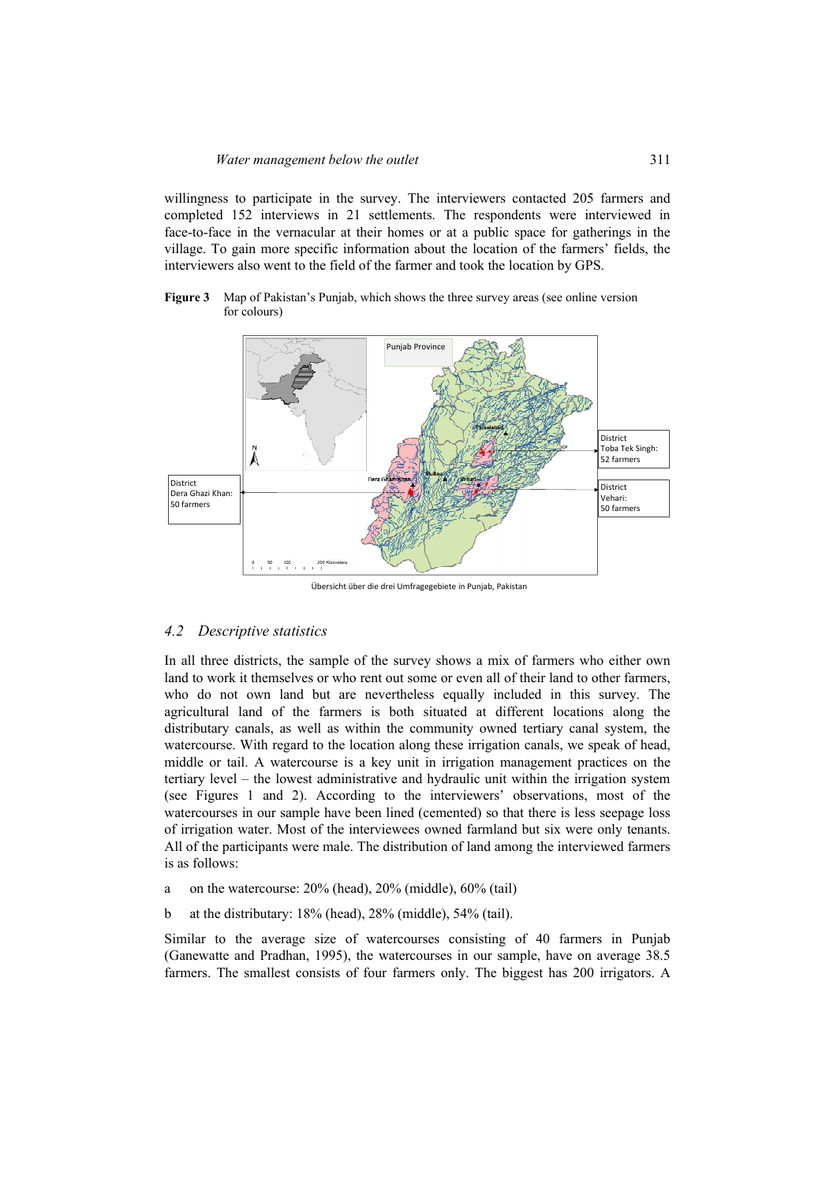willingness to participate in the survey. The interviewers contacted 205 farmers and completed 152 interviews in 21 settlements. The respondents were interviewed in face-to-face in the vernacular at their homes or at a public space for gatherings in the village. To gain more specific information about the location of the farmers' fields, the interviewers also went to the field of the farmer and took the location by GPS.

**Figure 3** Map of Pakistan's Punjab, which shows the three survey areas (see online version for colours)

District Dera Ghazi Khan: 50 farmers

District Toba Tek Singh: 52 farmers

District Vehari: 50 farmers

Übersicht über die drei Umfragegebiete in Punjab, Pakistan

### *4.2 Descriptive statistics*

In all three districts, the sample of the survey shows a mix of farmers who either own land to work it themselves or who rent out some or even all of their land to other farmers, who do not own land but are nevertheless equally included in this survey. The agricultural land of the farmers is both situated at different locations along the distributary canals, as well as within the community owned tertiary canal system, the watercourse. With regard to the location along these irrigation canals, we speak of head, middle or tail. A watercourse is a key unit in irrigation management practices on the tertiary level – the lowest administrative and hydraulic unit within the irrigation system (see Figures 1 and 2). According to the interviewers' observations, most of the watercourses in our sample have been lined (cemented) so that there is less seepage loss of irrigation water. Most of the interviewees owned farmland but six were only tenants. All of the participants were male. The distribution of land among the interviewed farmers is as follows:

a on the watercourse: 20% (head), 20% (middle), 60% (tail)

b at the distributary: 18% (head), 28% (middle), 54% (tail).

Similar to the average size of watercourses consisting of 40 farmers in Punjab (Ganewatte and Pradhan, 1995), the watercourses in our sample, have on average 38.5 farmers. The smallest consists of four farmers only. The biggest has 200 irrigators. A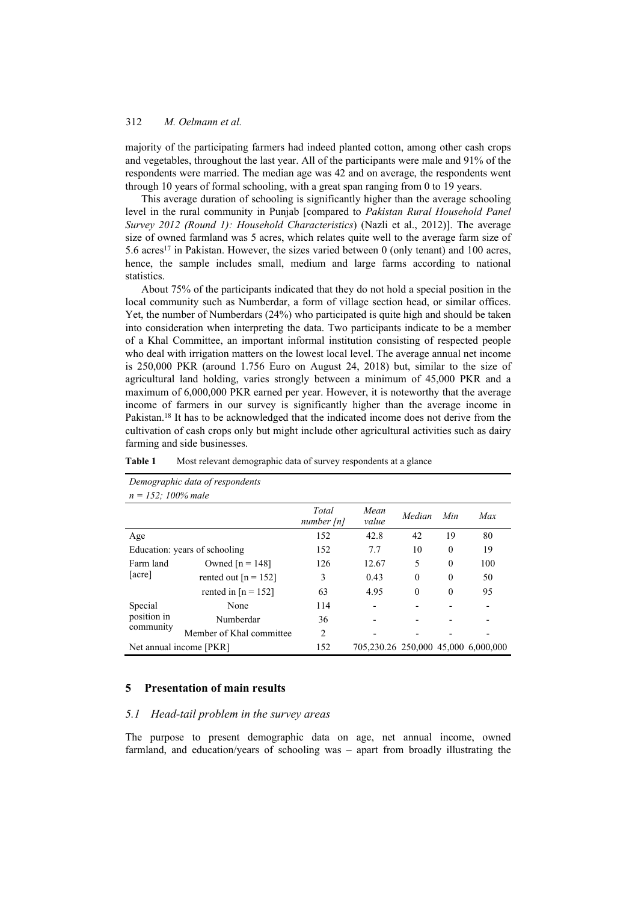majority of the participating farmers had indeed planted cotton, among other cash crops and vegetables, throughout the last year. All of the participants were male and 91% of the respondents were married. The median age was 42 and on average, the respondents went through 10 years of formal schooling, with a great span ranging from 0 to 19 years.

This average duration of schooling is significantly higher than the average schooling level in the rural community in Punjab [compared to *Pakistan Rural Household Panel Survey 2012 (Round 1): Household Characteristics*) (Nazli et al., 2012)]. The average size of owned farmland was 5 acres, which relates quite well to the average farm size of 5.6 acres[17] in Pakistan. However, the sizes varied between 0 (only tenant) and 100 acres, hence, the sample includes small, medium and large farms according to national statistics.

About 75% of the participants indicated that they do not hold a special position in the local community such as Numberdar, a form of village section head, or similar offices. Yet, the number of Numberdars (24%) who participated is quite high and should be taken into consideration when interpreting the data. Two participants indicate to be a member of a Khal Committee, an important informal institution consisting of respected people who deal with irrigation matters on the lowest local level. The average annual net income is 250,000 PKR (around 1.756 Euro on August 24, 2018) but, similar to the size of agricultural land holding, varies strongly between a minimum of 45,000 PKR and a maximum of 6,000,000 PKR earned per year. However, it is noteworthy that the average income of farmers in our survey is significantly higher than the average income in Pakistan.[18] It has to be acknowledged that the indicated income does not derive from the cultivation of cash crops only but might include other agricultural activities such as dairy farming and side businesses.

**Table 1** Most relevant demographic data of survey respondents at a glance

*Demographic data of respondents*
*n = 152; 100% male*

| | | *Total number [n]* | *Mean value* | *Median* | *Min* | *Max* |
|---|---|---|---|---|---|---|
| Age | | 152 | 42.8 | 42 | 19 | 80 |
| Education: years of schooling | | 152 | 7.7 | 10 | 0 | 19 |
| Farm land [acre] | Owned [n = 148] | 126 | 12.67 | 5 | 0 | 100 |
| | rented out [n = 152] | 3 | 0.43 | 0 | 0 | 50 |
| | rented in [n = 152] | 63 | 4.95 | 0 | 0 | 95 |
| Special position in community | None | 114 | - | - | - | - |
| | Numberdar | 36 | - | - | - | - |
| | Member of Khal committee | 2 | - | - | - | - |
| Net annual income [PKR] | | 152 | 705,230.26 | 250,000 | 45,000 | 6,000,000 |

## 5 Presentation of main results

### *5.1 Head-tail problem in the survey areas*

The purpose to present demographic data on age, net annual income, owned farmland, and education/years of schooling was – apart from broadly illustrating the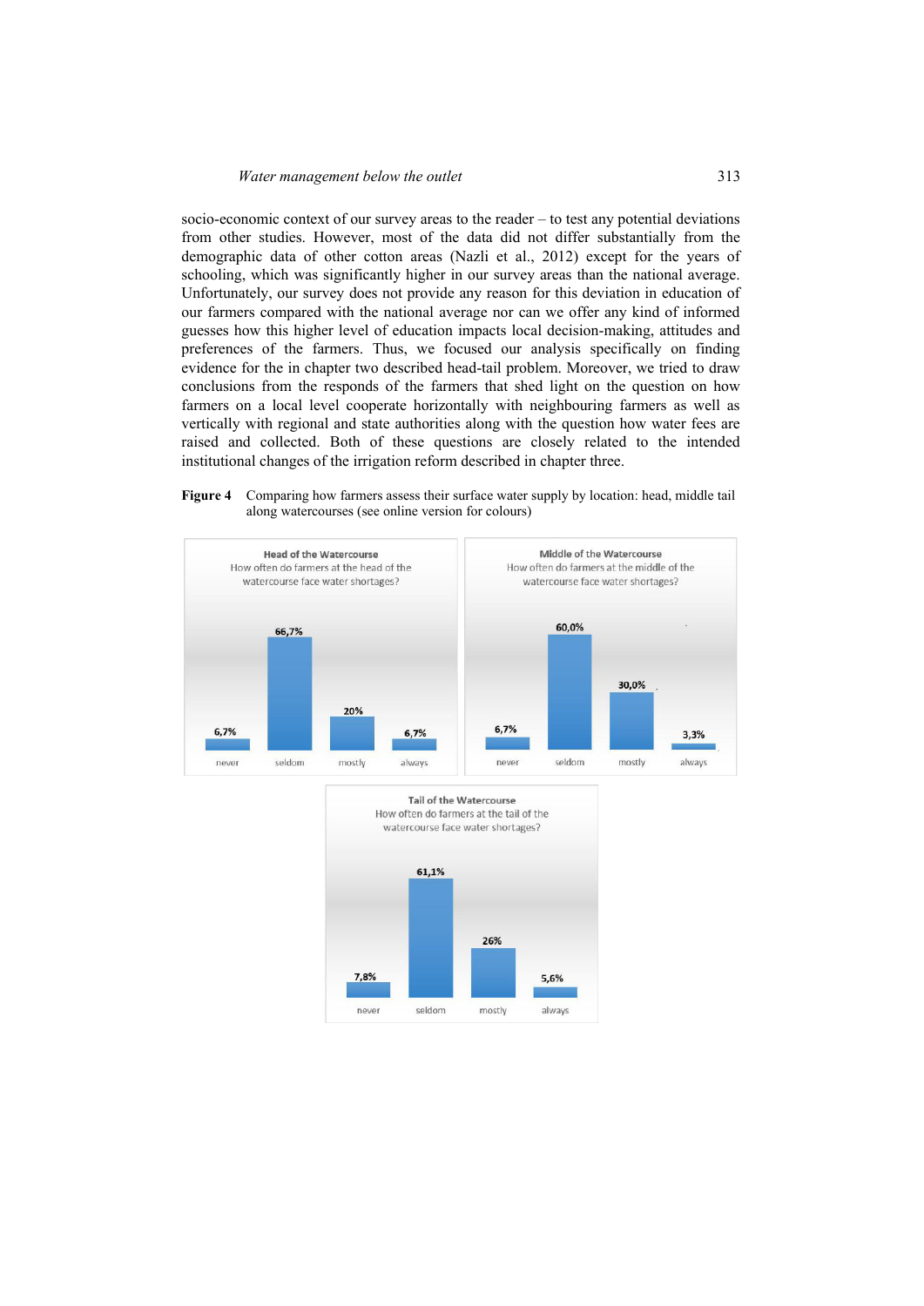socio-economic context of our survey areas to the reader – to test any potential deviations from other studies. However, most of the data did not differ substantially from the demographic data of other cotton areas (Nazli et al., 2012) except for the years of schooling, which was significantly higher in our survey areas than the national average. Unfortunately, our survey does not provide any reason for this deviation in education of our farmers compared with the national average nor can we offer any kind of informed guesses how this higher level of education impacts local decision-making, attitudes and preferences of the farmers. Thus, we focused our analysis specifically on finding evidence for the in chapter two described head-tail problem. Moreover, we tried to draw conclusions from the responds of the farmers that shed light on the question on how farmers on a local level cooperate horizontally with neighbouring farmers as well as vertically with regional and state authorities along with the question how water fees are raised and collected. Both of these questions are closely related to the intended institutional changes of the irrigation reform described in chapter three.

**Figure 4** Comparing how farmers assess their surface water supply by location: head, middle tail along watercourses (see online version for colours)

**Head of the Watercourse**
How often do farmers at the head of the watercourse face water shortages?

| never | seldom | mostly | always |
|---|---|---|---|
| 6,7% | 66,7% | 20% | 6,7% |

**Middle of the Watercourse**
How often do farmers at the middle of the watercourse face water shortages?

| never | seldom | mostly | always |
|---|---|---|---|
| 6,7% | 60,0% | 30,0% | 3,3% |

**Tail of the Watercourse**
How often do farmers at the tail of the watercourse face water shortages?

| never | seldom | mostly | always |
|---|---|---|---|
| 7,8% | 61,1% | 26% | 5,6% |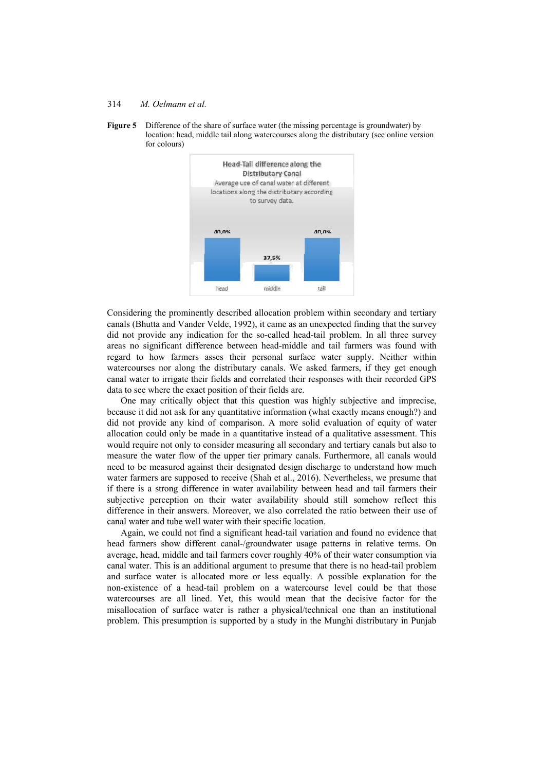**Figure 5** Difference of the share of surface water (the missing percentage is groundwater) by location: head, middle tail along watercourses along the distributary (see online version for colours)

Head-Tail difference along the Distributary Canal

Average use of canal water at different locations along the distributary according to survey data.

| head | middle | tail |
| --- | --- | --- |
| 40,0% | 37,5% | 40,0% |

Considering the prominently described allocation problem within secondary and tertiary canals (Bhutta and Vander Velde, 1992), it came as an unexpected finding that the survey did not provide any indication for the so-called head-tail problem. In all three survey areas no significant difference between head-middle and tail farmers was found with regard to how farmers asses their personal surface water supply. Neither within watercourses nor along the distributary canals. We asked farmers, if they get enough canal water to irrigate their fields and correlated their responses with their recorded GPS data to see where the exact position of their fields are.

One may critically object that this question was highly subjective and imprecise, because it did not ask for any quantitative information (what exactly means enough?) and did not provide any kind of comparison. A more solid evaluation of equity of water allocation could only be made in a quantitative instead of a qualitative assessment. This would require not only to consider measuring all secondary and tertiary canals but also to measure the water flow of the upper tier primary canals. Furthermore, all canals would need to be measured against their designated design discharge to understand how much water farmers are supposed to receive (Shah et al., 2016). Nevertheless, we presume that if there is a strong difference in water availability between head and tail farmers their subjective perception on their water availability should still somehow reflect this difference in their answers. Moreover, we also correlated the ratio between their use of canal water and tube well water with their specific location.

Again, we could not find a significant head-tail variation and found no evidence that head farmers show different canal-/groundwater usage patterns in relative terms. On average, head, middle and tail farmers cover roughly 40% of their water consumption via canal water. This is an additional argument to presume that there is no head-tail problem and surface water is allocated more or less equally. A possible explanation for the non-existence of a head-tail problem on a watercourse level could be that those watercourses are all lined. Yet, this would mean that the decisive factor for the misallocation of surface water is rather a physical/technical one than an institutional problem. This presumption is supported by a study in the Munghi distributary in Punjab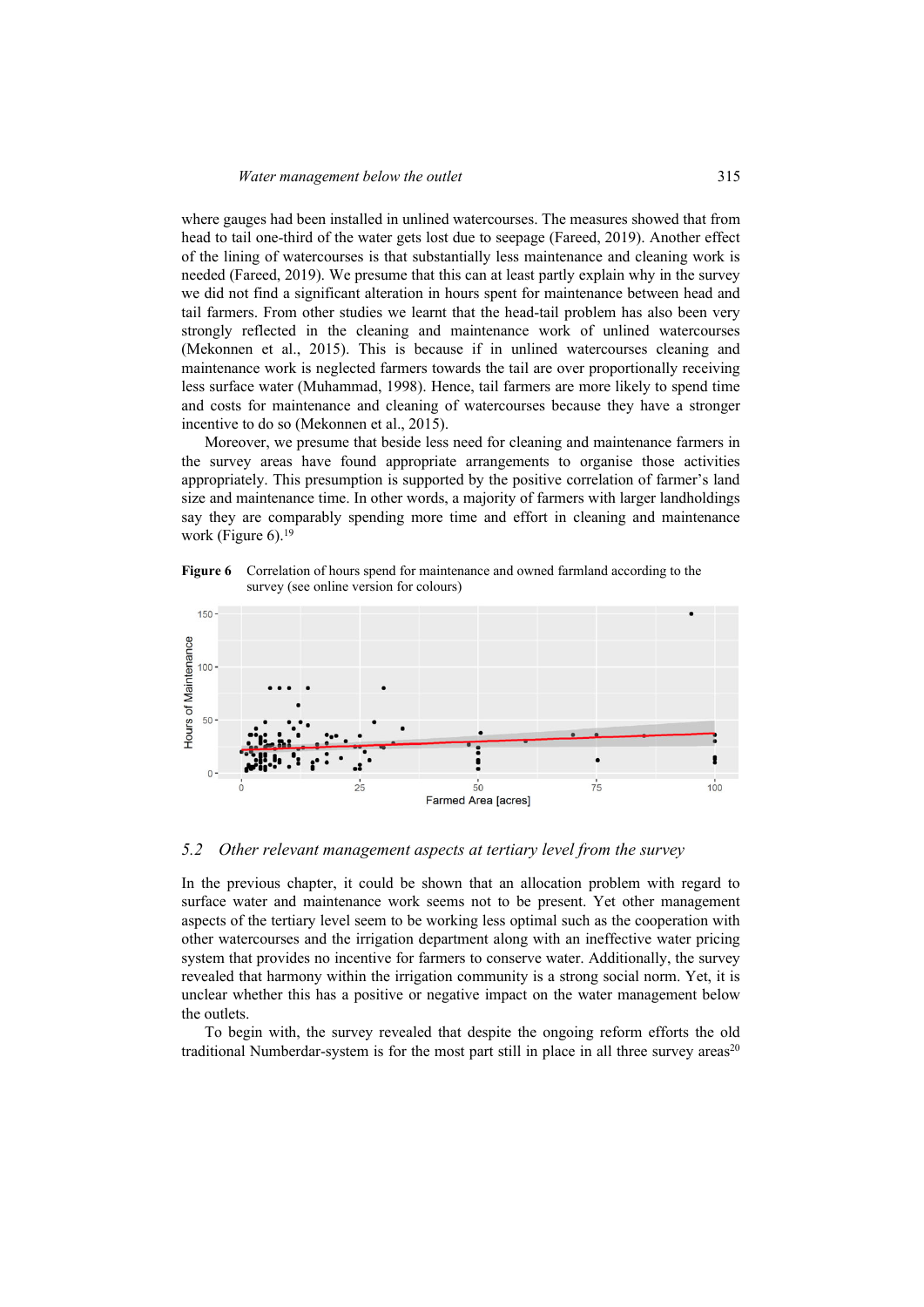where gauges had been installed in unlined watercourses. The measures showed that from head to tail one-third of the water gets lost due to seepage (Fareed, 2019). Another effect of the lining of watercourses is that substantially less maintenance and cleaning work is needed (Fareed, 2019). We presume that this can at least partly explain why in the survey we did not find a significant alteration in hours spent for maintenance between head and tail farmers. From other studies we learnt that the head-tail problem has also been very strongly reflected in the cleaning and maintenance work of unlined watercourses (Mekonnen et al., 2015). This is because if in unlined watercourses cleaning and maintenance work is neglected farmers towards the tail are over proportionally receiving less surface water (Muhammad, 1998). Hence, tail farmers are more likely to spend time and costs for maintenance and cleaning of watercourses because they have a stronger incentive to do so (Mekonnen et al., 2015).

Moreover, we presume that beside less need for cleaning and maintenance farmers in the survey areas have found appropriate arrangements to organise those activities appropriately. This presumption is supported by the positive correlation of farmer's land size and maintenance time. In other words, a majority of farmers with larger landholdings say they are comparably spending more time and effort in cleaning and maintenance work (Figure 6).[19]

**Figure 6** Correlation of hours spend for maintenance and owned farmland according to the survey (see online version for colours)

## 5.2 *Other relevant management aspects at tertiary level from the survey*

In the previous chapter, it could be shown that an allocation problem with regard to surface water and maintenance work seems not to be present. Yet other management aspects of the tertiary level seem to be working less optimal such as the cooperation with other watercourses and the irrigation department along with an ineffective water pricing system that provides no incentive for farmers to conserve water. Additionally, the survey revealed that harmony within the irrigation community is a strong social norm. Yet, it is unclear whether this has a positive or negative impact on the water management below the outlets.

To begin with, the survey revealed that despite the ongoing reform efforts the old traditional Numberdar-system is for the most part still in place in all three survey areas[20]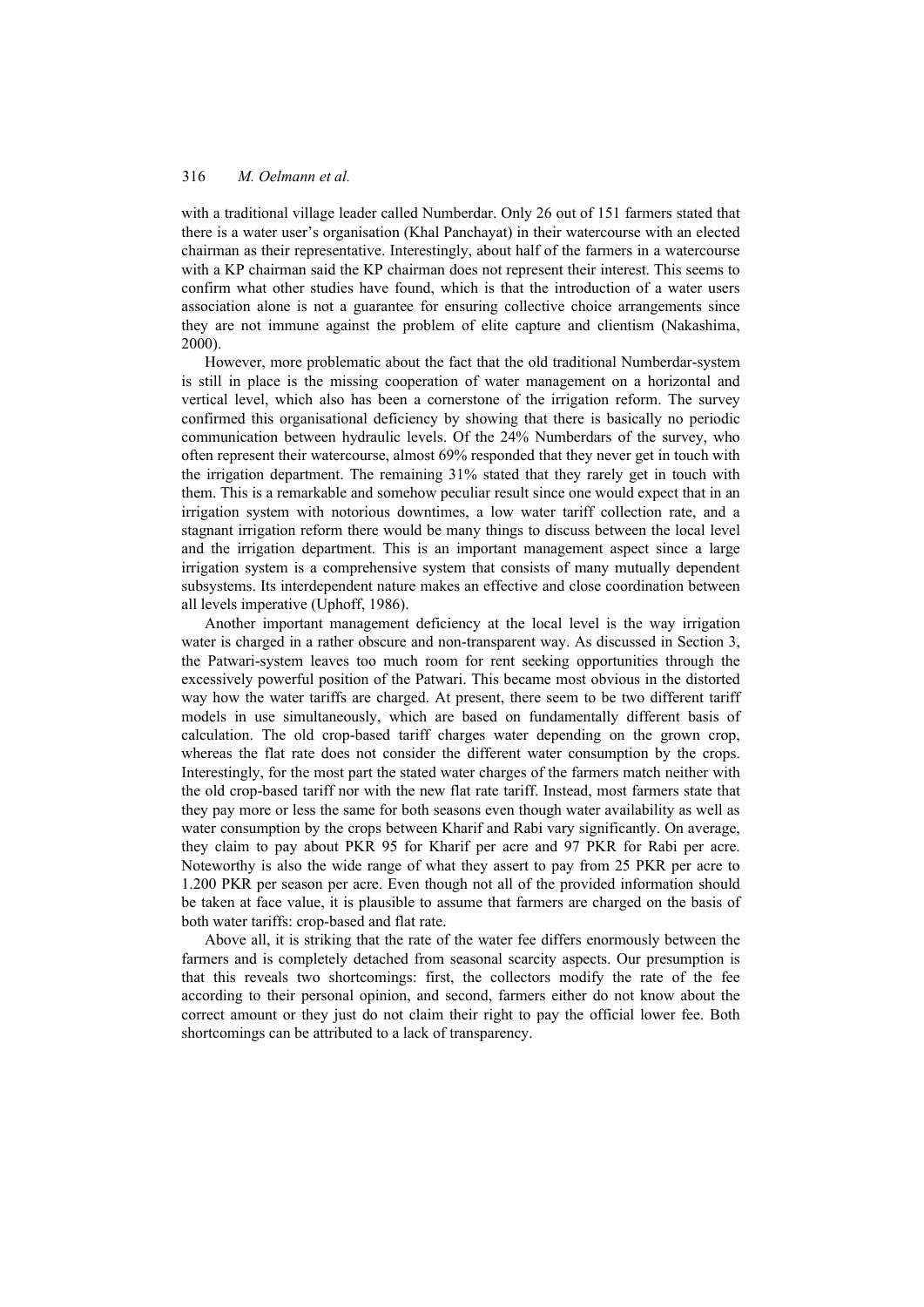with a traditional village leader called Numberdar. Only 26 out of 151 farmers stated that there is a water user's organisation (Khal Panchayat) in their watercourse with an elected chairman as their representative. Interestingly, about half of the farmers in a watercourse with a KP chairman said the KP chairman does not represent their interest. This seems to confirm what other studies have found, which is that the introduction of a water users association alone is not a guarantee for ensuring collective choice arrangements since they are not immune against the problem of elite capture and clientism (Nakashima, 2000).

However, more problematic about the fact that the old traditional Numberdar-system is still in place is the missing cooperation of water management on a horizontal and vertical level, which also has been a cornerstone of the irrigation reform. The survey confirmed this organisational deficiency by showing that there is basically no periodic communication between hydraulic levels. Of the 24% Numberdars of the survey, who often represent their watercourse, almost 69% responded that they never get in touch with the irrigation department. The remaining 31% stated that they rarely get in touch with them. This is a remarkable and somehow peculiar result since one would expect that in an irrigation system with notorious downtimes, a low water tariff collection rate, and a stagnant irrigation reform there would be many things to discuss between the local level and the irrigation department. This is an important management aspect since a large irrigation system is a comprehensive system that consists of many mutually dependent subsystems. Its interdependent nature makes an effective and close coordination between all levels imperative (Uphoff, 1986).

Another important management deficiency at the local level is the way irrigation water is charged in a rather obscure and non-transparent way. As discussed in Section 3, the Patwari-system leaves too much room for rent seeking opportunities through the excessively powerful position of the Patwari. This became most obvious in the distorted way how the water tariffs are charged. At present, there seem to be two different tariff models in use simultaneously, which are based on fundamentally different basis of calculation. The old crop-based tariff charges water depending on the grown crop, whereas the flat rate does not consider the different water consumption by the crops. Interestingly, for the most part the stated water charges of the farmers match neither with the old crop-based tariff nor with the new flat rate tariff. Instead, most farmers state that they pay more or less the same for both seasons even though water availability as well as water consumption by the crops between Kharif and Rabi vary significantly. On average, they claim to pay about PKR 95 for Kharif per acre and 97 PKR for Rabi per acre. Noteworthy is also the wide range of what they assert to pay from 25 PKR per acre to 1.200 PKR per season per acre. Even though not all of the provided information should be taken at face value, it is plausible to assume that farmers are charged on the basis of both water tariffs: crop-based and flat rate.

Above all, it is striking that the rate of the water fee differs enormously between the farmers and is completely detached from seasonal scarcity aspects. Our presumption is that this reveals two shortcomings: first, the collectors modify the rate of the fee according to their personal opinion, and second, farmers either do not know about the correct amount or they just do not claim their right to pay the official lower fee. Both shortcomings can be attributed to a lack of transparency.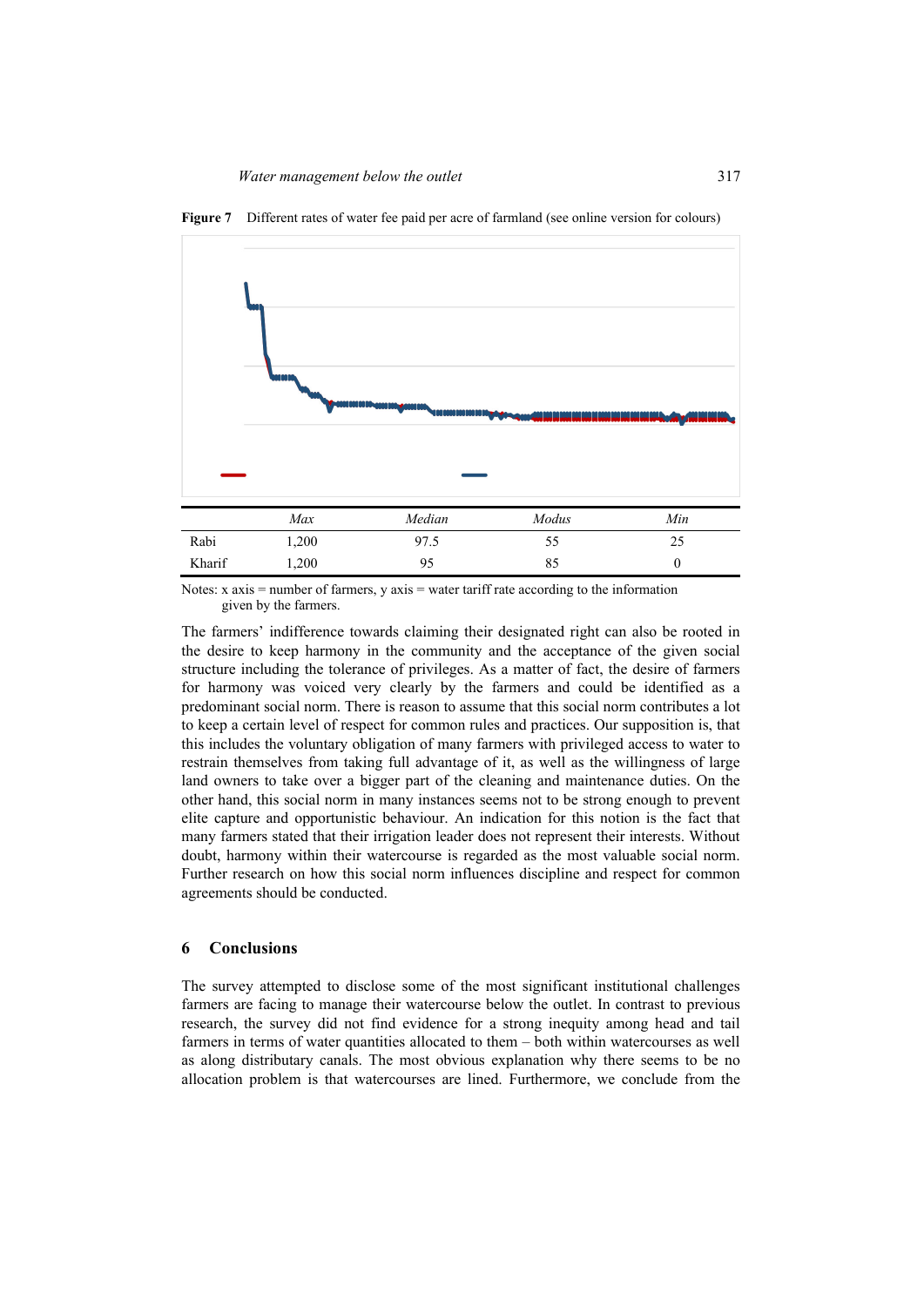**Figure 7** Different rates of water fee paid per acre of farmland (see online version for colours)

| | *Max* | *Median* | *Modus* | *Min* |
|---|---|---|---|---|
| Rabi | 1,200 | 97.5 | 55 | 25 |
| Kharif | 1,200 | 95 | 85 | 0 |

Notes: x axis = number of farmers, y axis = water tariff rate according to the information given by the farmers.

The farmers' indifference towards claiming their designated right can also be rooted in the desire to keep harmony in the community and the acceptance of the given social structure including the tolerance of privileges. As a matter of fact, the desire of farmers for harmony was voiced very clearly by the farmers and could be identified as a predominant social norm. There is reason to assume that this social norm contributes a lot to keep a certain level of respect for common rules and practices. Our supposition is, that this includes the voluntary obligation of many farmers with privileged access to water to restrain themselves from taking full advantage of it, as well as the willingness of large land owners to take over a bigger part of the cleaning and maintenance duties. On the other hand, this social norm in many instances seems not to be strong enough to prevent elite capture and opportunistic behaviour. An indication for this notion is the fact that many farmers stated that their irrigation leader does not represent their interests. Without doubt, harmony within their watercourse is regarded as the most valuable social norm. Further research on how this social norm influences discipline and respect for common agreements should be conducted.

## 6 Conclusions

The survey attempted to disclose some of the most significant institutional challenges farmers are facing to manage their watercourse below the outlet. In contrast to previous research, the survey did not find evidence for a strong inequity among head and tail farmers in terms of water quantities allocated to them – both within watercourses as well as along distributary canals. The most obvious explanation why there seems to be no allocation problem is that watercourses are lined. Furthermore, we conclude from the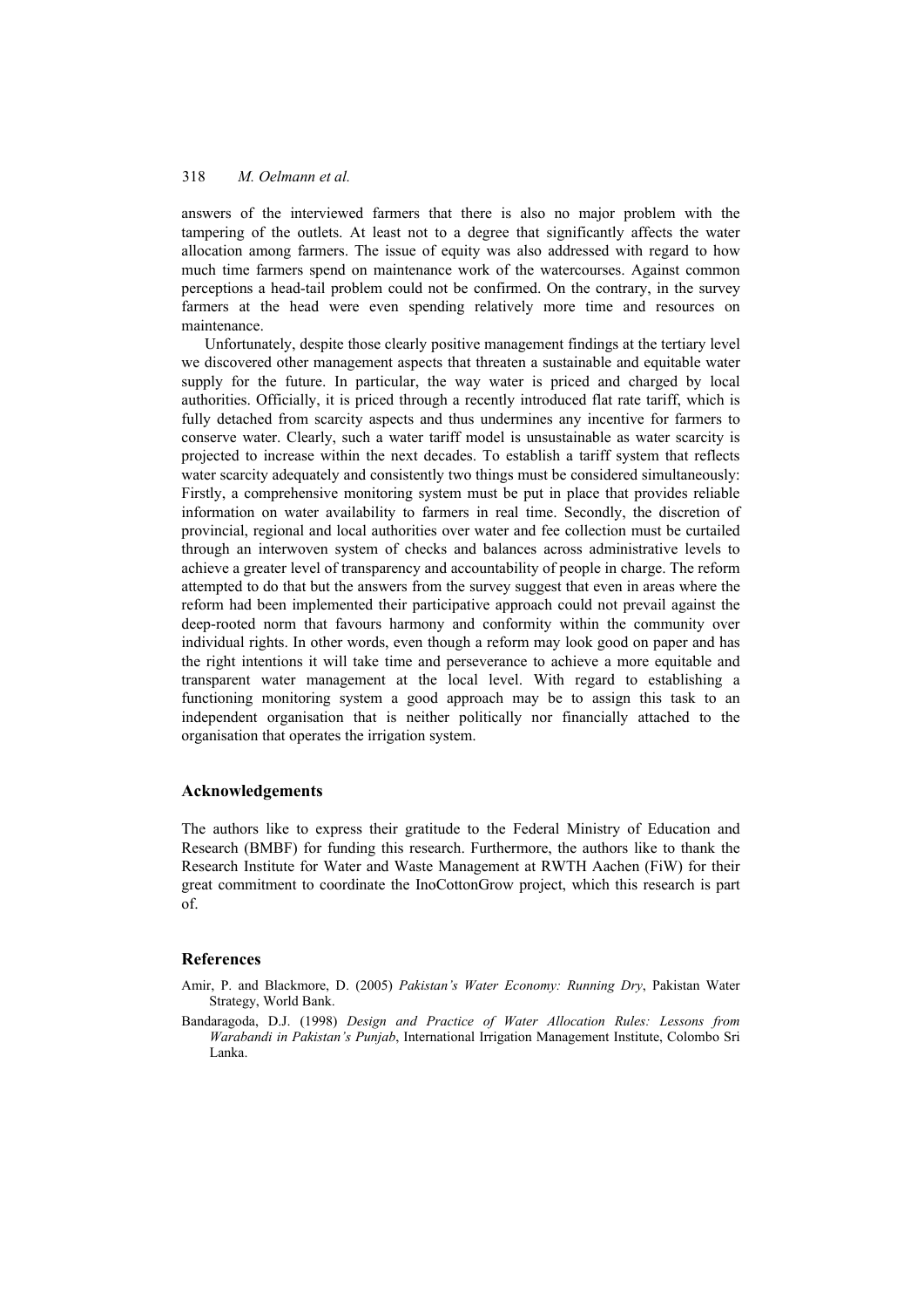answers of the interviewed farmers that there is also no major problem with the tampering of the outlets. At least not to a degree that significantly affects the water allocation among farmers. The issue of equity was also addressed with regard to how much time farmers spend on maintenance work of the watercourses. Against common perceptions a head-tail problem could not be confirmed. On the contrary, in the survey farmers at the head were even spending relatively more time and resources on maintenance.

Unfortunately, despite those clearly positive management findings at the tertiary level we discovered other management aspects that threaten a sustainable and equitable water supply for the future. In particular, the way water is priced and charged by local authorities. Officially, it is priced through a recently introduced flat rate tariff, which is fully detached from scarcity aspects and thus undermines any incentive for farmers to conserve water. Clearly, such a water tariff model is unsustainable as water scarcity is projected to increase within the next decades. To establish a tariff system that reflects water scarcity adequately and consistently two things must be considered simultaneously: Firstly, a comprehensive monitoring system must be put in place that provides reliable information on water availability to farmers in real time. Secondly, the discretion of provincial, regional and local authorities over water and fee collection must be curtailed through an interwoven system of checks and balances across administrative levels to achieve a greater level of transparency and accountability of people in charge. The reform attempted to do that but the answers from the survey suggest that even in areas where the reform had been implemented their participative approach could not prevail against the deep-rooted norm that favours harmony and conformity within the community over individual rights. In other words, even though a reform may look good on paper and has the right intentions it will take time and perseverance to achieve a more equitable and transparent water management at the local level. With regard to establishing a functioning monitoring system a good approach may be to assign this task to an independent organisation that is neither politically nor financially attached to the organisation that operates the irrigation system.

## Acknowledgements

The authors like to express their gratitude to the Federal Ministry of Education and Research (BMBF) for funding this research. Furthermore, the authors like to thank the Research Institute for Water and Waste Management at RWTH Aachen (FiW) for their great commitment to coordinate the InoCottonGrow project, which this research is part of.

## References

Amir, P. and Blackmore, D. (2005) *Pakistan's Water Economy: Running Dry*, Pakistan Water Strategy, World Bank.

Bandaragoda, D.J. (1998) *Design and Practice of Water Allocation Rules: Lessons from Warabandi in Pakistan's Punjab*, International Irrigation Management Institute, Colombo Sri Lanka.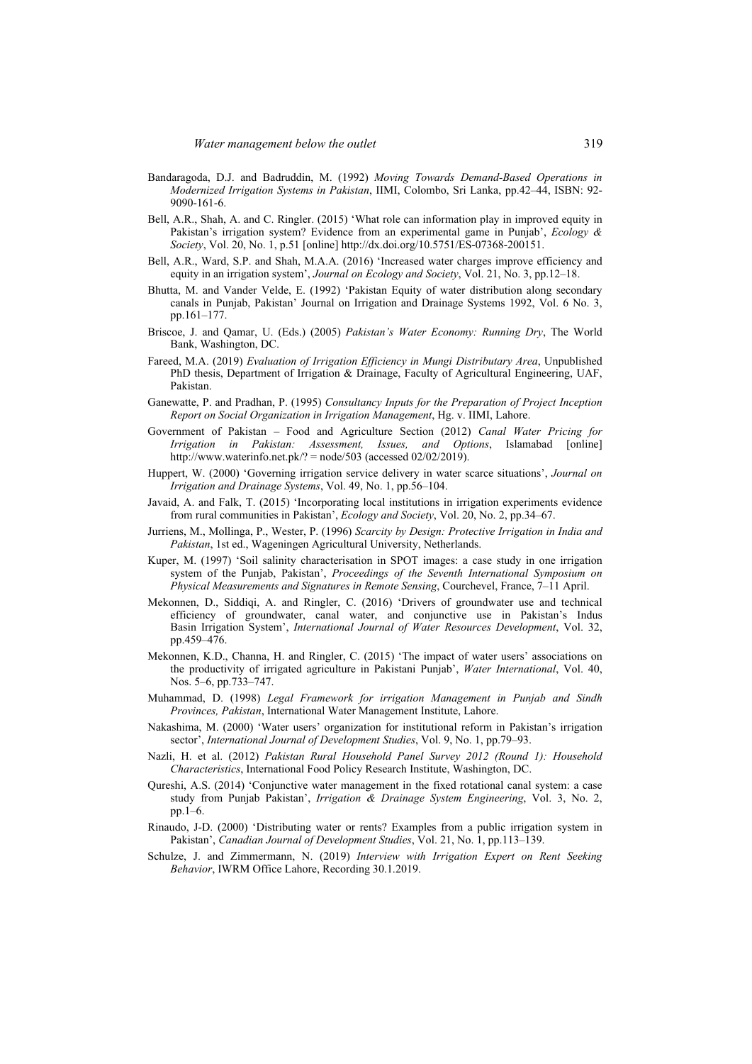Bandaragoda, D.J. and Badruddin, M. (1992) *Moving Towards Demand-Based Operations in Modernized Irrigation Systems in Pakistan*, IIMI, Colombo, Sri Lanka, pp.42–44, ISBN: 92-9090-161-6.

Bell, A.R., Shah, A. and C. Ringler. (2015) 'What role can information play in improved equity in Pakistan's irrigation system? Evidence from an experimental game in Punjab', *Ecology & Society*, Vol. 20, No. 1, p.51 [online] http://dx.doi.org/10.5751/ES-07368-200151.

Bell, A.R., Ward, S.P. and Shah, M.A.A. (2016) 'Increased water charges improve efficiency and equity in an irrigation system', *Journal on Ecology and Society*, Vol. 21, No. 3, pp.12–18.

Bhutta, M. and Vander Velde, E. (1992) 'Pakistan Equity of water distribution along secondary canals in Punjab, Pakistan' Journal on Irrigation and Drainage Systems 1992, Vol. 6 No. 3, pp.161–177.

Briscoe, J. and Qamar, U. (Eds.) (2005) *Pakistan's Water Economy: Running Dry*, The World Bank, Washington, DC.

Fareed, M.A. (2019) *Evaluation of Irrigation Efficiency in Mungi Distributary Area*, Unpublished PhD thesis, Department of Irrigation & Drainage, Faculty of Agricultural Engineering, UAF, Pakistan.

Ganewatte, P. and Pradhan, P. (1995) *Consultancy Inputs for the Preparation of Project Inception Report on Social Organization in Irrigation Management*, Hg. v. IIMI, Lahore.

Government of Pakistan – Food and Agriculture Section (2012) *Canal Water Pricing for Irrigation in Pakistan: Assessment, Issues, and Options*, Islamabad [online] http://www.waterinfo.net.pk/? = node/503 (accessed 02/02/2019).

Huppert, W. (2000) 'Governing irrigation service delivery in water scarce situations', *Journal on Irrigation and Drainage Systems*, Vol. 49, No. 1, pp.56–104.

Javaid, A. and Falk, T. (2015) 'Incorporating local institutions in irrigation experiments evidence from rural communities in Pakistan', *Ecology and Society*, Vol. 20, No. 2, pp.34–67.

Jurriens, M., Mollinga, P., Wester, P. (1996) *Scarcity by Design: Protective Irrigation in India and Pakistan*, 1st ed., Wageningen Agricultural University, Netherlands.

Kuper, M. (1997) 'Soil salinity characterisation in SPOT images: a case study in one irrigation system of the Punjab, Pakistan', *Proceedings of the Seventh International Symposium on Physical Measurements and Signatures in Remote Sensing*, Courchevel, France, 7–11 April.

Mekonnen, D., Siddiqi, A. and Ringler, C. (2016) 'Drivers of groundwater use and technical efficiency of groundwater, canal water, and conjunctive use in Pakistan's Indus Basin Irrigation System', *International Journal of Water Resources Development*, Vol. 32, pp.459–476.

Mekonnen, K.D., Channa, H. and Ringler, C. (2015) 'The impact of water users' associations on the productivity of irrigated agriculture in Pakistani Punjab', *Water International*, Vol. 40, Nos. 5–6, pp.733–747.

Muhammad, D. (1998) *Legal Framework for irrigation Management in Punjab and Sindh Provinces, Pakistan*, International Water Management Institute, Lahore.

Nakashima, M. (2000) 'Water users' organization for institutional reform in Pakistan's irrigation sector', *International Journal of Development Studies*, Vol. 9, No. 1, pp.79–93.

Nazli, H. et al. (2012) *Pakistan Rural Household Panel Survey 2012 (Round 1): Household Characteristics*, International Food Policy Research Institute, Washington, DC.

Qureshi, A.S. (2014) 'Conjunctive water management in the fixed rotational canal system: a case study from Punjab Pakistan', *Irrigation & Drainage System Engineering*, Vol. 3, No. 2, pp.1–6.

Rinaudo, J-D. (2000) 'Distributing water or rents? Examples from a public irrigation system in Pakistan', *Canadian Journal of Development Studies*, Vol. 21, No. 1, pp.113–139.

Schulze, J. and Zimmermann, N. (2019) *Interview with Irrigation Expert on Rent Seeking Behavior*, IWRM Office Lahore, Recording 30.1.2019.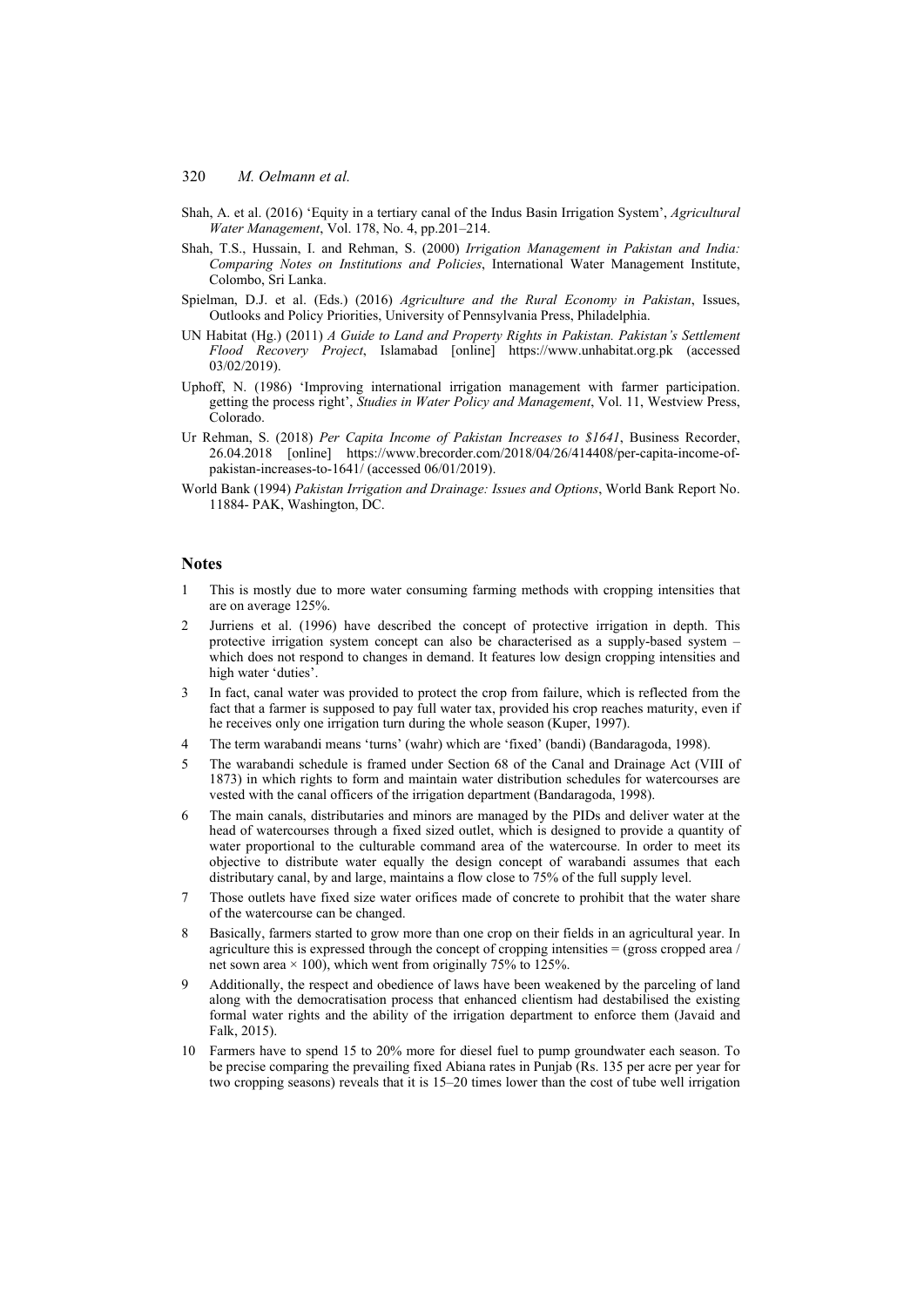Shah, A. et al. (2016) 'Equity in a tertiary canal of the Indus Basin Irrigation System', *Agricultural Water Management*, Vol. 178, No. 4, pp.201–214.

Shah, T.S., Hussain, I. and Rehman, S. (2000) *Irrigation Management in Pakistan and India: Comparing Notes on Institutions and Policies*, International Water Management Institute, Colombo, Sri Lanka.

Spielman, D.J. et al. (Eds.) (2016) *Agriculture and the Rural Economy in Pakistan*, Issues, Outlooks and Policy Priorities, University of Pennsylvania Press, Philadelphia.

UN Habitat (Hg.) (2011) *A Guide to Land and Property Rights in Pakistan. Pakistan's Settlement Flood Recovery Project*, Islamabad [online] https://www.unhabitat.org.pk (accessed 03/02/2019).

Uphoff, N. (1986) 'Improving international irrigation management with farmer participation. getting the process right', *Studies in Water Policy and Management*, Vol. 11, Westview Press, Colorado.

Ur Rehman, S. (2018) *Per Capita Income of Pakistan Increases to $1641*, Business Recorder, 26.04.2018 [online] https://www.brecorder.com/2018/04/26/414408/per-capita-income-of-pakistan-increases-to-1641/ (accessed 06/01/2019).

World Bank (1994) *Pakistan Irrigation and Drainage: Issues and Options*, World Bank Report No. 11884- PAK, Washington, DC.

## Notes

1 This is mostly due to more water consuming farming methods with cropping intensities that are on average 125%.

2 Jurriens et al. (1996) have described the concept of protective irrigation in depth. This protective irrigation system concept can also be characterised as a supply-based system – which does not respond to changes in demand. It features low design cropping intensities and high water 'duties'.

3 In fact, canal water was provided to protect the crop from failure, which is reflected from the fact that a farmer is supposed to pay full water tax, provided his crop reaches maturity, even if he receives only one irrigation turn during the whole season (Kuper, 1997).

4 The term warabandi means 'turns' (wahr) which are 'fixed' (bandi) (Bandaragoda, 1998).

5 The warabandi schedule is framed under Section 68 of the Canal and Drainage Act (VIII of 1873) in which rights to form and maintain water distribution schedules for watercourses are vested with the canal officers of the irrigation department (Bandaragoda, 1998).

6 The main canals, distributaries and minors are managed by the PIDs and deliver water at the head of watercourses through a fixed sized outlet, which is designed to provide a quantity of water proportional to the culturable command area of the watercourse. In order to meet its objective to distribute water equally the design concept of warabandi assumes that each distributary canal, by and large, maintains a flow close to 75% of the full supply level.

7 Those outlets have fixed size water orifices made of concrete to prohibit that the water share of the watercourse can be changed.

8 Basically, farmers started to grow more than one crop on their fields in an agricultural year. In agriculture this is expressed through the concept of cropping intensities = (gross cropped area / net sown area × 100), which went from originally 75% to 125%.

9 Additionally, the respect and obedience of laws have been weakened by the parceling of land along with the democratisation process that enhanced clientism had destabilised the existing formal water rights and the ability of the irrigation department to enforce them (Javaid and Falk, 2015).

10 Farmers have to spend 15 to 20% more for diesel fuel to pump groundwater each season. To be precise comparing the prevailing fixed Abiana rates in Punjab (Rs. 135 per acre per year for two cropping seasons) reveals that it is 15–20 times lower than the cost of tube well irrigation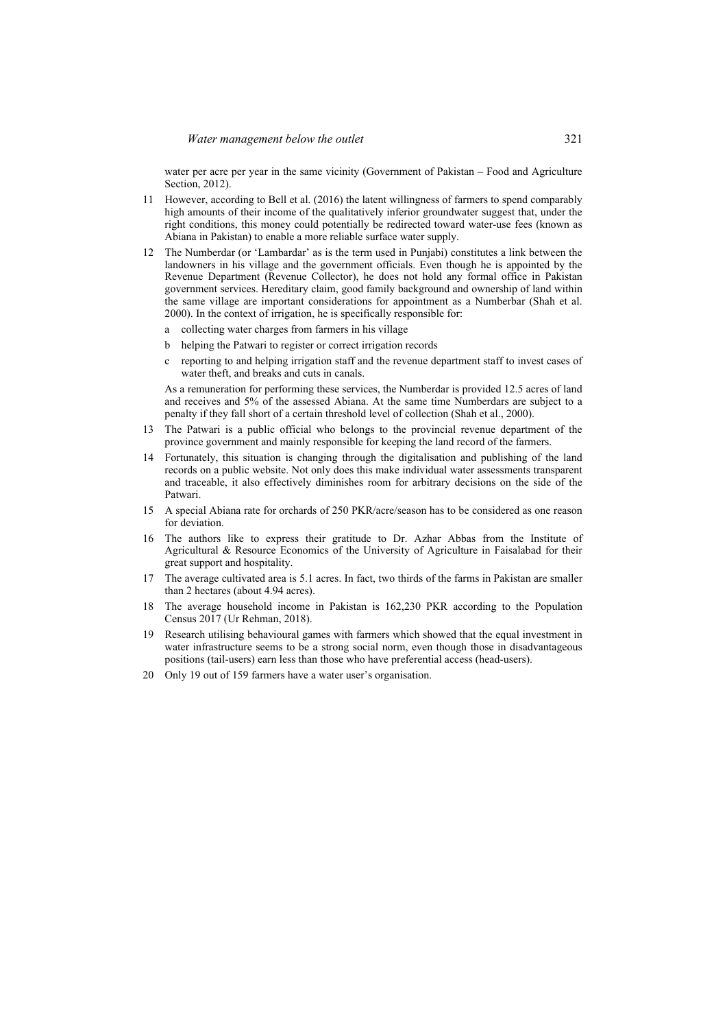water per acre per year in the same vicinity (Government of Pakistan – Food and Agriculture Section, 2012).

11 However, according to Bell et al. (2016) the latent willingness of farmers to spend comparably high amounts of their income of the qualitatively inferior groundwater suggest that, under the right conditions, this money could potentially be redirected toward water-use fees (known as Abiana in Pakistan) to enable a more reliable surface water supply.

12 The Numberdar (or 'Lambardar' as is the term used in Punjabi) constitutes a link between the landowners in his village and the government officials. Even though he is appointed by the Revenue Department (Revenue Collector), he does not hold any formal office in Pakistan government services. Hereditary claim, good family background and ownership of land within the same village are important considerations for appointment as a Numberbar (Shah et al. 2000). In the context of irrigation, he is specifically responsible for:

   a collecting water charges from farmers in his village

   b helping the Patwari to register or correct irrigation records

   c reporting to and helping irrigation staff and the revenue department staff to invest cases of water theft, and breaks and cuts in canals.

   As a remuneration for performing these services, the Numberdar is provided 12.5 acres of land and receives and 5% of the assessed Abiana. At the same time Numberdars are subject to a penalty if they fall short of a certain threshold level of collection (Shah et al., 2000).

13 The Patwari is a public official who belongs to the provincial revenue department of the province government and mainly responsible for keeping the land record of the farmers.

14 Fortunately, this situation is changing through the digitalisation and publishing of the land records on a public website. Not only does this make individual water assessments transparent and traceable, it also effectively diminishes room for arbitrary decisions on the side of the Patwari.

15 A special Abiana rate for orchards of 250 PKR/acre/season has to be considered as one reason for deviation.

16 The authors like to express their gratitude to Dr. Azhar Abbas from the Institute of Agricultural & Resource Economics of the University of Agriculture in Faisalabad for their great support and hospitality.

17 The average cultivated area is 5.1 acres. In fact, two thirds of the farms in Pakistan are smaller than 2 hectares (about 4.94 acres).

18 The average household income in Pakistan is 162,230 PKR according to the Population Census 2017 (Ur Rehman, 2018).

19 Research utilising behavioural games with farmers which showed that the equal investment in water infrastructure seems to be a strong social norm, even though those in disadvantageous positions (tail-users) earn less than those who have preferential access (head-users).

20 Only 19 out of 159 farmers have a water user's organisation.